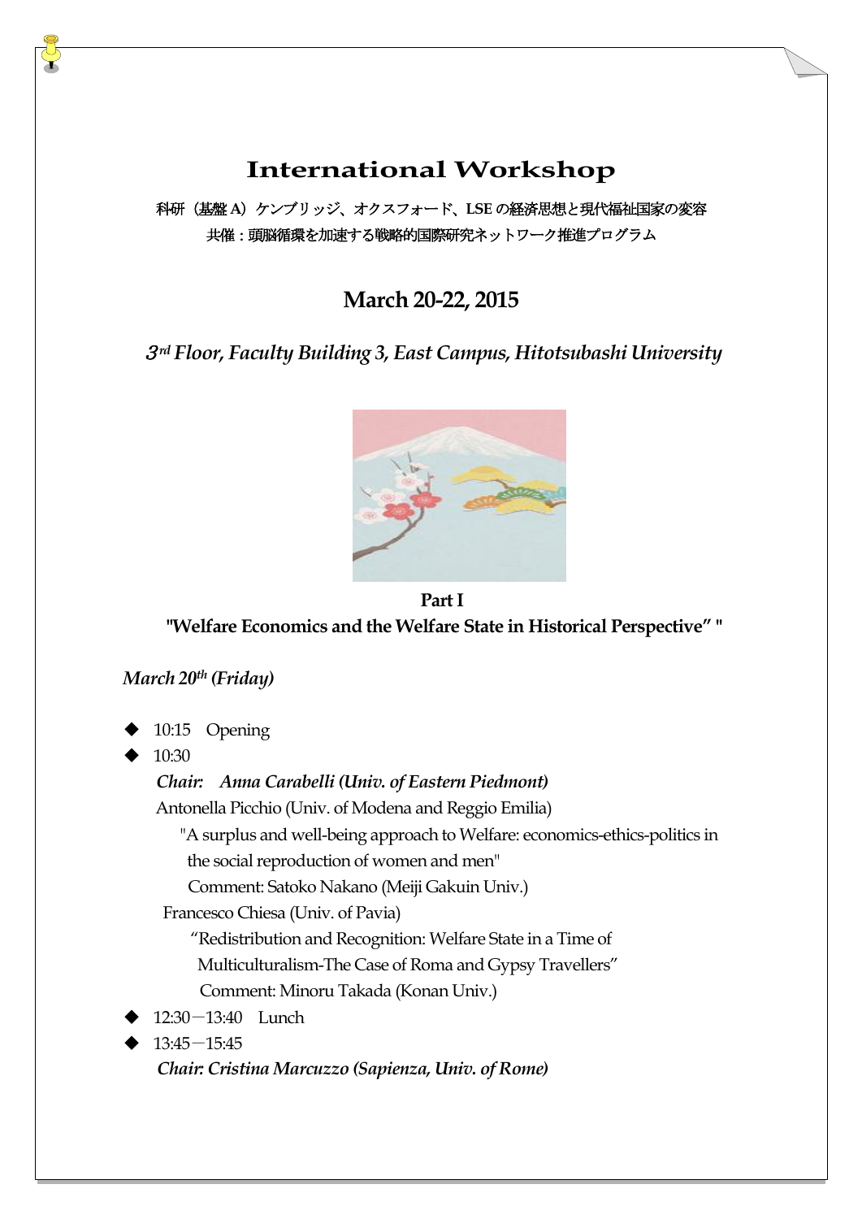# International Workshop

科研（基盤 A）ケンブリッジ、オクスフォード、LSE の経済思想と現代福祉国家の変容

共催：頭脳循環を加速する戦略的国際研究ネットワーク推進プログラム

## March 20-22, 2015

***3rd Floor, Faculty Building 3, East Campus, Hitotsubashi University***

**Part I**

**"Welfare Economics and the Welfare State in Historical Perspective" "**

***March 20th (Friday)***

- 10:15　Opening
- 10:30

  ***Chair:　Anna Carabelli (Univ. of Eastern Piedmont)***

  Antonella Picchio (Univ. of Modena and Reggio Emilia)

  "A surplus and well-being approach to Welfare: economics-ethics-politics in the social reproduction of women and men"

  Comment: Satoko Nakano (Meiji Gakuin Univ.)

  Francesco Chiesa (Univ. of Pavia)

  "Redistribution and Recognition: Welfare State in a Time of Multiculturalism-The Case of Roma and Gypsy Travellers"

  Comment: Minoru Takada (Konan Univ.)

- 12:30－13:40　Lunch
- 13:45－15:45

  ***Chair: Cristina Marcuzzo (Sapienza, Univ. of Rome)***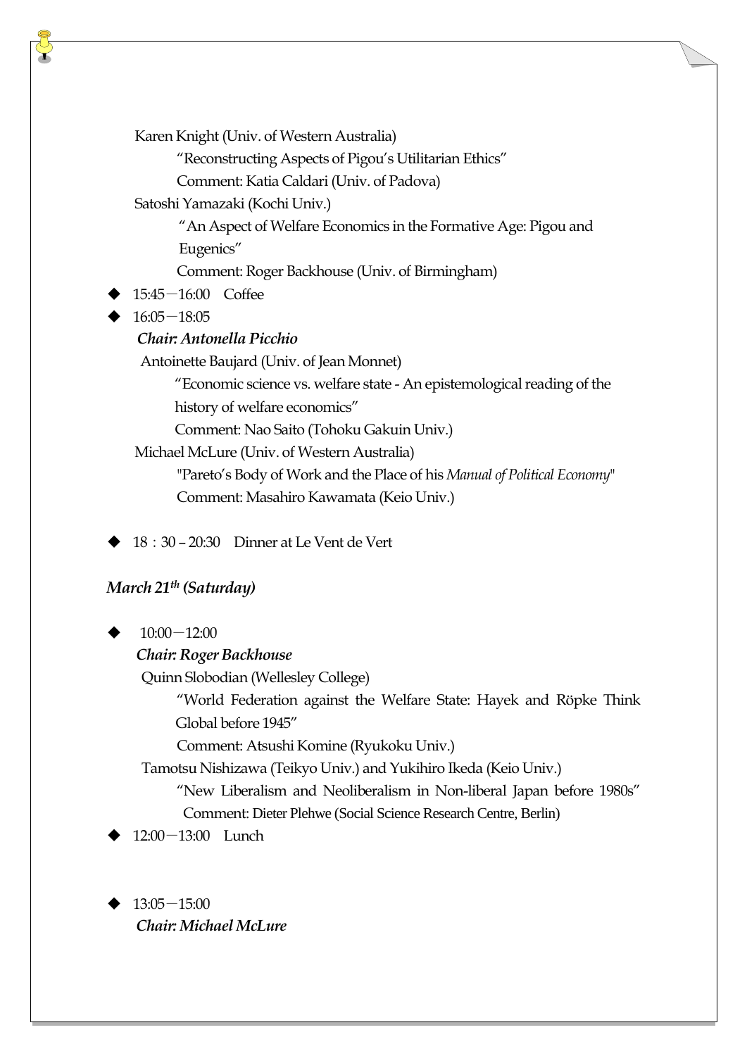Karen Knight (Univ. of Western Australia)

"Reconstructing Aspects of Pigou's Utilitarian Ethics"

Comment: Katia Caldari (Univ. of Padova)

Satoshi Yamazaki (Kochi Univ.)

"An Aspect of Welfare Economics in the Formative Age: Pigou and Eugenics"

Comment: Roger Backhouse (Univ. of Birmingham)

- 15:45－16:00　Coffee
- 16:05－18:05

***Chair: Antonella Picchio***

Antoinette Baujard (Univ. of Jean Monnet)

"Economic science vs. welfare state - An epistemological reading of the history of welfare economics"

Comment: Nao Saito (Tohoku Gakuin Univ.)

Michael McLure (Univ. of Western Australia)

"Pareto's Body of Work and the Place of his *Manual of Political Economy*"

Comment: Masahiro Kawamata (Keio Univ.)

- 18：30 – 20:30　Dinner at Le Vent de Vert

## *March 21th (Saturday)*

- 10:00－12:00

***Chair: Roger Backhouse***

Quinn Slobodian (Wellesley College)

"World Federation against the Welfare State: Hayek and Röpke Think Global before 1945"

Comment: Atsushi Komine (Ryukoku Univ.)

Tamotsu Nishizawa (Teikyo Univ.) and Yukihiro Ikeda (Keio Univ.)

"New Liberalism and Neoliberalism in Non-liberal Japan before 1980s"

Comment: Dieter Plehwe (Social Science Research Centre, Berlin)

- 12:00－13:00　Lunch

- 13:05－15:00

***Chair: Michael McLure***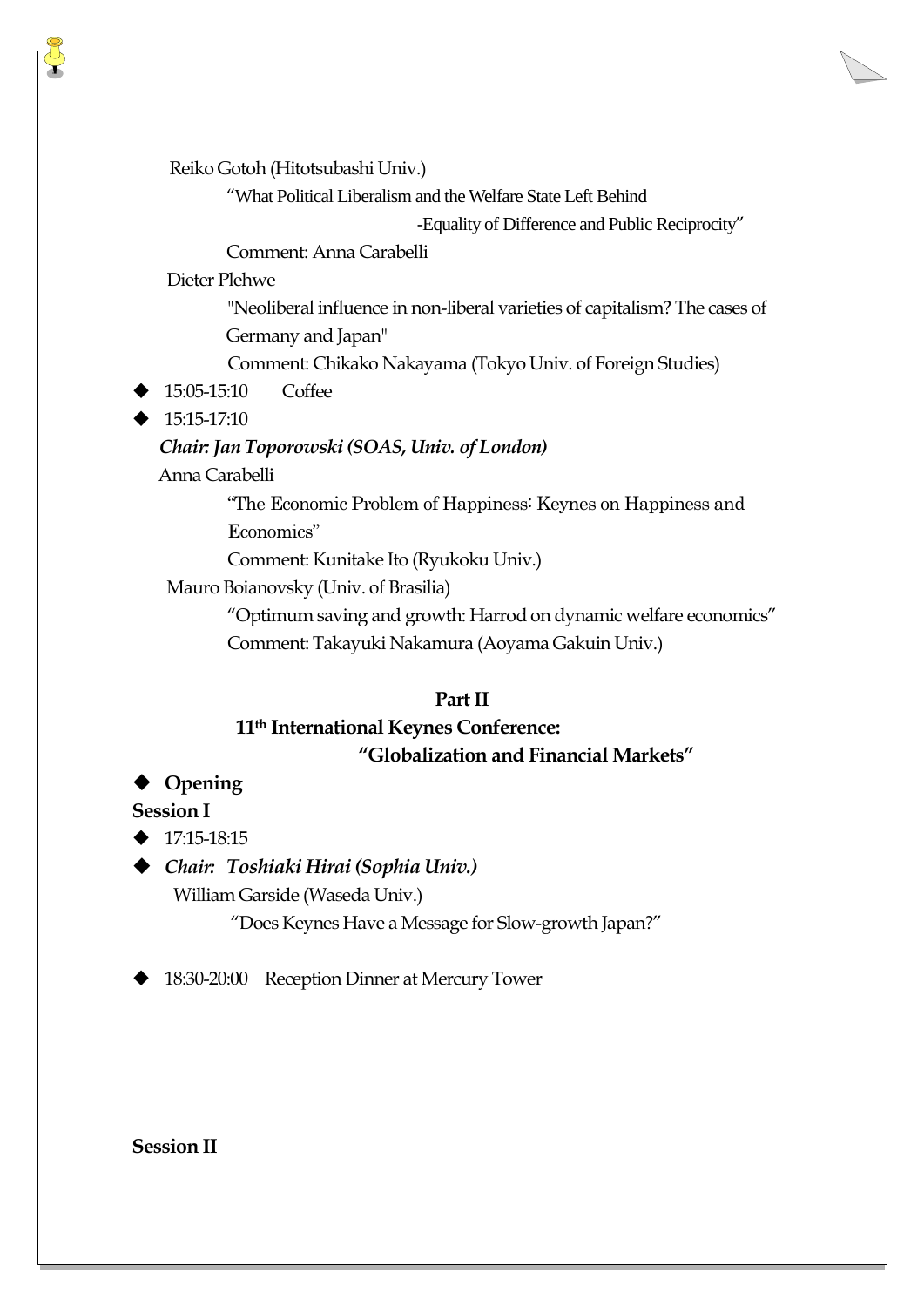Reiko Gotoh (Hitotsubashi Univ.)

“What Political Liberalism and the Welfare State Left Behind -Equality of Difference and Public Reciprocity”

Comment: Anna Carabelli

Dieter Plehwe

"Neoliberal influence in non-liberal varieties of capitalism? The cases of Germany and Japan"

Comment: Chikako Nakayama (Tokyo Univ. of Foreign Studies)

- 15:05-15:10 Coffee
- 15:15-17:10

***Chair: Jan Toporowski (SOAS, Univ. of London)***

Anna Carabelli

“The Economic Problem of Happiness: Keynes on Happiness and Economics”

Comment: Kunitake Ito (Ryukoku Univ.)

Mauro Boianovsky (Univ. of Brasilia)

“Optimum saving and growth: Harrod on dynamic welfare economics”

Comment: Takayuki Nakamura (Aoyama Gakuin Univ.)

## Part II

## 11th International Keynes Conference: “Globalization and Financial Markets”

- **Opening**

**Session I**

- 17:15-18:15
- ***Chair: Toshiaki Hirai (Sophia Univ.)***

William Garside (Waseda Univ.)

“Does Keynes Have a Message for Slow-growth Japan?”

- 18:30-20:00 Reception Dinner at Mercury Tower

**Session II**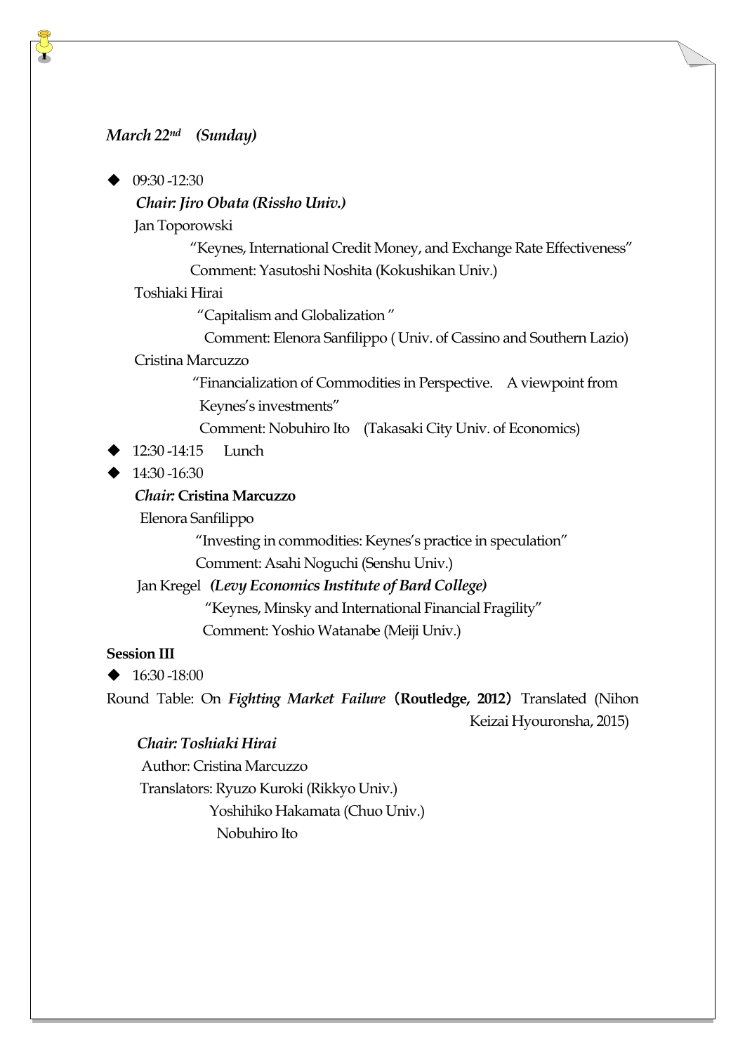*March 22nd (Sunday)*

- 09:30 -12:30

  ***Chair: Jiro Obata (Rissho Univ.)***

  Jan Toporowski

  "Keynes, International Credit Money, and Exchange Rate Effectiveness"

  Comment: Yasutoshi Noshita (Kokushikan Univ.)

  Toshiaki Hirai

  "Capitalism and Globalization"

  Comment: Elenora Sanfilippo ( Univ. of Cassino and Southern Lazio)

  Cristina Marcuzzo

  "Financialization of Commodities in Perspective. A viewpoint from Keynes's investments"

  Comment: Nobuhiro Ito (Takasaki City Univ. of Economics)

- 12:30 -14:15 Lunch
- 14:30 -16:30

  ***Chair:* Cristina Marcuzzo**

  Elenora Sanfilippo

  "Investing in commodities: Keynes's practice in speculation"

  Comment: Asahi Noguchi (Senshu Univ.)

  Jan Kregel ***(Levy Economics Institute of Bard College)***

  "Keynes, Minsky and International Financial Fragility"

  Comment: Yoshio Watanabe (Meiji Univ.)

**Session III**

- 16:30 -18:00

Round Table: On ***Fighting Market Failure* （Routledge, 2012）** Translated (Nihon Keizai Hyouronsha, 2015)

***Chair: Toshiaki Hirai***

Author: Cristina Marcuzzo

Translators: Ryuzo Kuroki (Rikkyo Univ.)

Yoshihiko Hakamata (Chuo Univ.)

Nobuhiro Ito